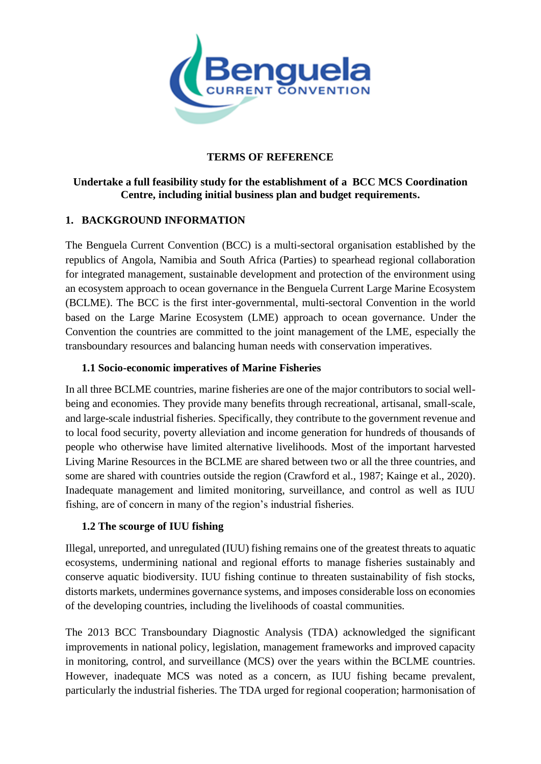**TERMS OF REFERENCE**

**Undertake a full feasibility study for the establishment of a BCC MCS Coordination Centre, including initial business plan and budget requirements.**

## 1. BACKGROUND INFORMATION

The Benguela Current Convention (BCC) is a multi-sectoral organisation established by the republics of Angola, Namibia and South Africa (Parties) to spearhead regional collaboration for integrated management, sustainable development and protection of the environment using an ecosystem approach to ocean governance in the Benguela Current Large Marine Ecosystem (BCLME). The BCC is the first inter-governmental, multi-sectoral Convention in the world based on the Large Marine Ecosystem (LME) approach to ocean governance. Under the Convention the countries are committed to the joint management of the LME, especially the transboundary resources and balancing human needs with conservation imperatives.

### 1.1 Socio-economic imperatives of Marine Fisheries

In all three BCLME countries, marine fisheries are one of the major contributors to social well-being and economies. They provide many benefits through recreational, artisanal, small-scale, and large-scale industrial fisheries. Specifically, they contribute to the government revenue and to local food security, poverty alleviation and income generation for hundreds of thousands of people who otherwise have limited alternative livelihoods. Most of the important harvested Living Marine Resources in the BCLME are shared between two or all the three countries, and some are shared with countries outside the region (Crawford et al., 1987; Kainge et al., 2020). Inadequate management and limited monitoring, surveillance, and control as well as IUU fishing, are of concern in many of the region's industrial fisheries.

### 1.2 The scourge of IUU fishing

Illegal, unreported, and unregulated (IUU) fishing remains one of the greatest threats to aquatic ecosystems, undermining national and regional efforts to manage fisheries sustainably and conserve aquatic biodiversity. IUU fishing continue to threaten sustainability of fish stocks, distorts markets, undermines governance systems, and imposes considerable loss on economies of the developing countries, including the livelihoods of coastal communities.

The 2013 BCC Transboundary Diagnostic Analysis (TDA) acknowledged the significant improvements in national policy, legislation, management frameworks and improved capacity in monitoring, control, and surveillance (MCS) over the years within the BCLME countries. However, inadequate MCS was noted as a concern, as IUU fishing became prevalent, particularly the industrial fisheries. The TDA urged for regional cooperation; harmonisation of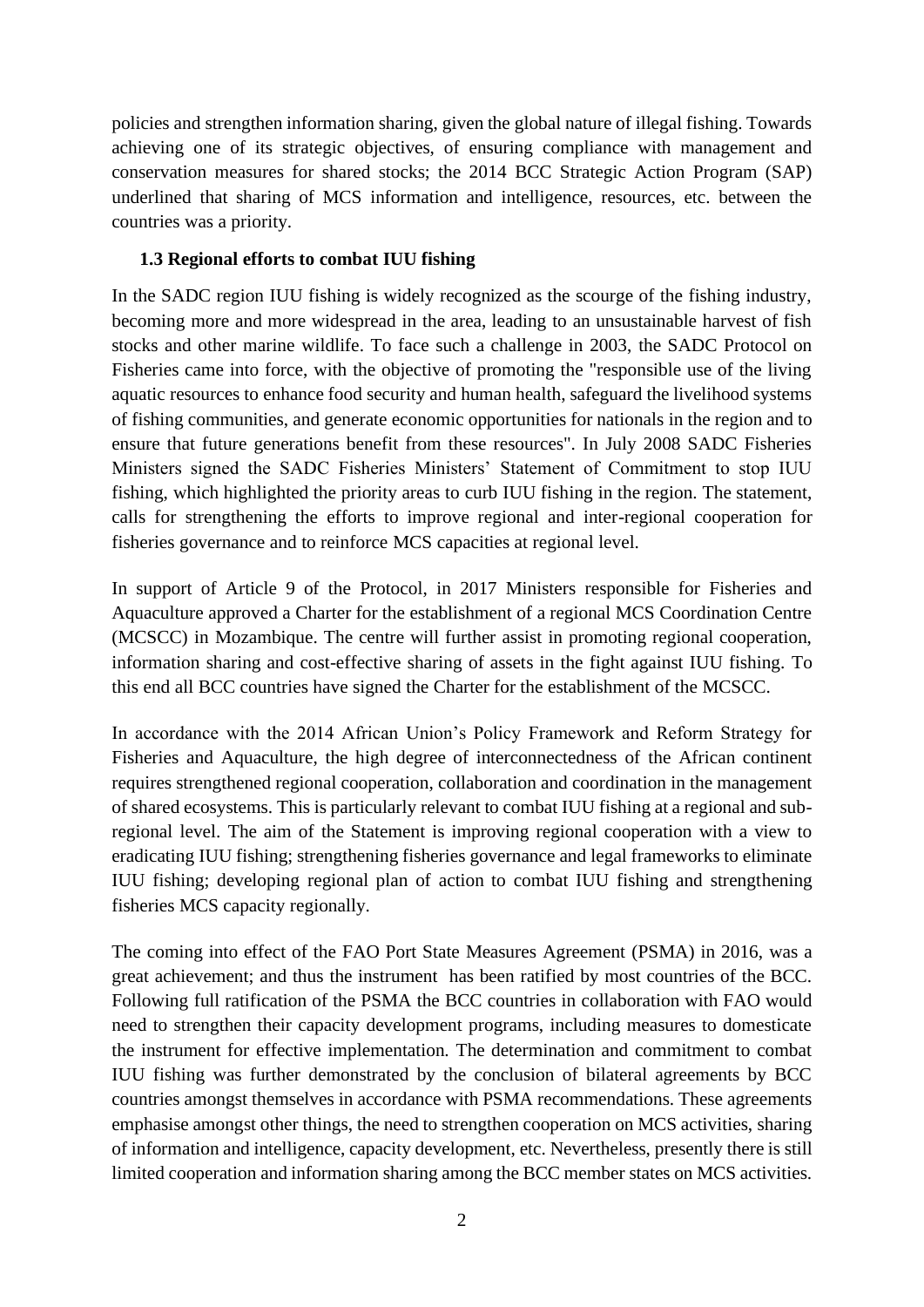policies and strengthen information sharing, given the global nature of illegal fishing. Towards achieving one of its strategic objectives, of ensuring compliance with management and conservation measures for shared stocks; the 2014 BCC Strategic Action Program (SAP) underlined that sharing of MCS information and intelligence, resources, etc. between the countries was a priority.

### 1.3 Regional efforts to combat IUU fishing

In the SADC region IUU fishing is widely recognized as the scourge of the fishing industry, becoming more and more widespread in the area, leading to an unsustainable harvest of fish stocks and other marine wildlife. To face such a challenge in 2003, the SADC Protocol on Fisheries came into force, with the objective of promoting the "responsible use of the living aquatic resources to enhance food security and human health, safeguard the livelihood systems of fishing communities, and generate economic opportunities for nationals in the region and to ensure that future generations benefit from these resources". In July 2008 SADC Fisheries Ministers signed the SADC Fisheries Ministers' Statement of Commitment to stop IUU fishing, which highlighted the priority areas to curb IUU fishing in the region. The statement, calls for strengthening the efforts to improve regional and inter-regional cooperation for fisheries governance and to reinforce MCS capacities at regional level.

In support of Article 9 of the Protocol, in 2017 Ministers responsible for Fisheries and Aquaculture approved a Charter for the establishment of a regional MCS Coordination Centre (MCSCC) in Mozambique. The centre will further assist in promoting regional cooperation, information sharing and cost-effective sharing of assets in the fight against IUU fishing. To this end all BCC countries have signed the Charter for the establishment of the MCSCC.

In accordance with the 2014 African Union's Policy Framework and Reform Strategy for Fisheries and Aquaculture, the high degree of interconnectedness of the African continent requires strengthened regional cooperation, collaboration and coordination in the management of shared ecosystems. This is particularly relevant to combat IUU fishing at a regional and sub-regional level. The aim of the Statement is improving regional cooperation with a view to eradicating IUU fishing; strengthening fisheries governance and legal frameworks to eliminate IUU fishing; developing regional plan of action to combat IUU fishing and strengthening fisheries MCS capacity regionally.

The coming into effect of the FAO Port State Measures Agreement (PSMA) in 2016, was a great achievement; and thus the instrument has been ratified by most countries of the BCC. Following full ratification of the PSMA the BCC countries in collaboration with FAO would need to strengthen their capacity development programs, including measures to domesticate the instrument for effective implementation. The determination and commitment to combat IUU fishing was further demonstrated by the conclusion of bilateral agreements by BCC countries amongst themselves in accordance with PSMA recommendations. These agreements emphasise amongst other things, the need to strengthen cooperation on MCS activities, sharing of information and intelligence, capacity development, etc. Nevertheless, presently there is still limited cooperation and information sharing among the BCC member states on MCS activities.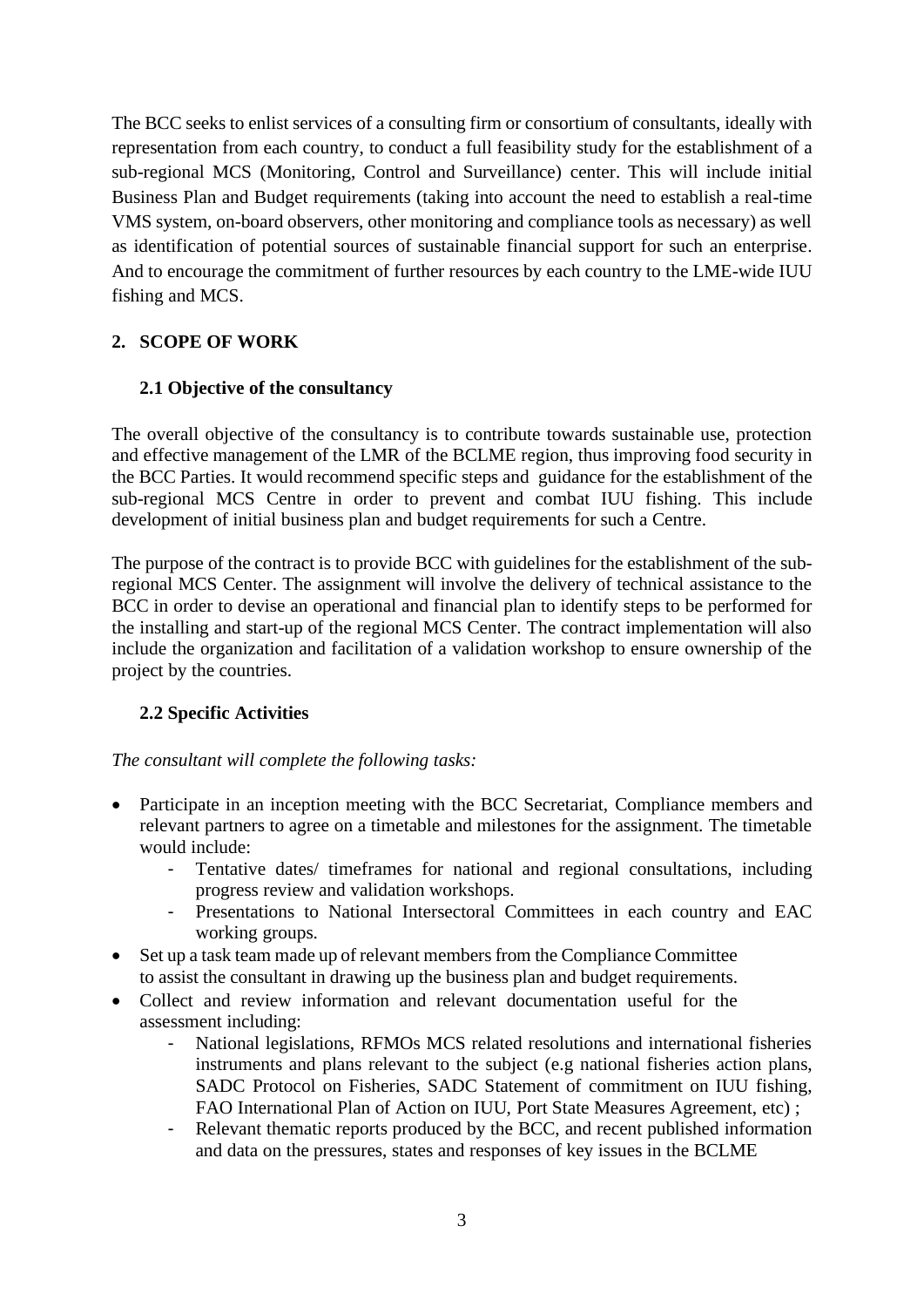The BCC seeks to enlist services of a consulting firm or consortium of consultants, ideally with representation from each country, to conduct a full feasibility study for the establishment of a sub-regional MCS (Monitoring, Control and Surveillance) center. This will include initial Business Plan and Budget requirements (taking into account the need to establish a real-time VMS system, on-board observers, other monitoring and compliance tools as necessary) as well as identification of potential sources of sustainable financial support for such an enterprise. And to encourage the commitment of further resources by each country to the LME-wide IUU fishing and MCS.

## 2. SCOPE OF WORK

### 2.1 Objective of the consultancy

The overall objective of the consultancy is to contribute towards sustainable use, protection and effective management of the LMR of the BCLME region, thus improving food security in the BCC Parties. It would recommend specific steps and guidance for the establishment of the sub-regional MCS Centre in order to prevent and combat IUU fishing. This include development of initial business plan and budget requirements for such a Centre.

The purpose of the contract is to provide BCC with guidelines for the establishment of the sub-regional MCS Center. The assignment will involve the delivery of technical assistance to the BCC in order to devise an operational and financial plan to identify steps to be performed for the installing and start-up of the regional MCS Center. The contract implementation will also include the organization and facilitation of a validation workshop to ensure ownership of the project by the countries.

### 2.2 Specific Activities

*The consultant will complete the following tasks:*

- Participate in an inception meeting with the BCC Secretariat, Compliance members and relevant partners to agree on a timetable and milestones for the assignment. The timetable would include:
  - Tentative dates/ timeframes for national and regional consultations, including progress review and validation workshops.
  - Presentations to National Intersectoral Committees in each country and EAC working groups.
- Set up a task team made up of relevant members from the Compliance Committee to assist the consultant in drawing up the business plan and budget requirements.
- Collect and review information and relevant documentation useful for the assessment including:
  - National legislations, RFMOs MCS related resolutions and international fisheries instruments and plans relevant to the subject (e.g national fisheries action plans, SADC Protocol on Fisheries, SADC Statement of commitment on IUU fishing, FAO International Plan of Action on IUU, Port State Measures Agreement, etc) ;
  - Relevant thematic reports produced by the BCC, and recent published information and data on the pressures, states and responses of key issues in the BCLME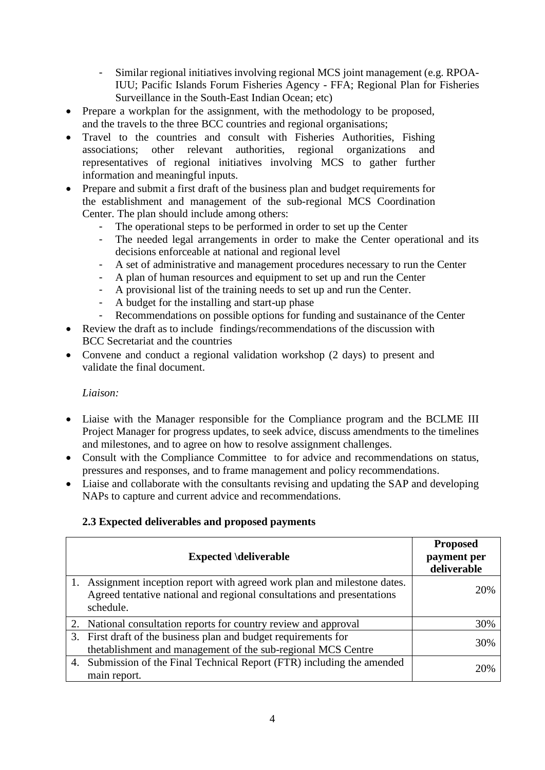- Similar regional initiatives involving regional MCS joint management (e.g. RPOA-IUU; Pacific Islands Forum Fisheries Agency - FFA; Regional Plan for Fisheries Surveillance in the South-East Indian Ocean; etc)

- Prepare a workplan for the assignment, with the methodology to be proposed, and the travels to the three BCC countries and regional organisations;
- Travel to the countries and consult with Fisheries Authorities, Fishing associations; other relevant authorities, regional organizations and representatives of regional initiatives involving MCS to gather further information and meaningful inputs.
- Prepare and submit a first draft of the business plan and budget requirements for the establishment and management of the sub-regional MCS Coordination Center. The plan should include among others:
  - The operational steps to be performed in order to set up the Center
  - The needed legal arrangements in order to make the Center operational and its decisions enforceable at national and regional level
  - A set of administrative and management procedures necessary to run the Center
  - A plan of human resources and equipment to set up and run the Center
  - A provisional list of the training needs to set up and run the Center.
  - A budget for the installing and start-up phase
  - Recommendations on possible options for funding and sustainance of the Center
- Review the draft as to include findings/recommendations of the discussion with BCC Secretariat and the countries
- Convene and conduct a regional validation workshop (2 days) to present and validate the final document.

*Liaison:*

- Liaise with the Manager responsible for the Compliance program and the BCLME III Project Manager for progress updates, to seek advice, discuss amendments to the timelines and milestones, and to agree on how to resolve assignment challenges.
- Consult with the Compliance Committee to for advice and recommendations on status, pressures and responses, and to frame management and policy recommendations.
- Liaise and collaborate with the consultants revising and updating the SAP and developing NAPs to capture and current advice and recommendations.

### 2.3 Expected deliverables and proposed payments

| Expected \deliverable | Proposed payment per deliverable |
|---|---|
| 1. Assignment inception report with agreed work plan and milestone dates. Agreed tentative national and regional consultations and presentations schedule. | 20% |
| 2. National consultation reports for country review and approval | 30% |
| 3. First draft of the business plan and budget requirements for thetablishment and management of the sub-regional MCS Centre | 30% |
| 4. Submission of the Final Technical Report (FTR) including the amended main report. | 20% |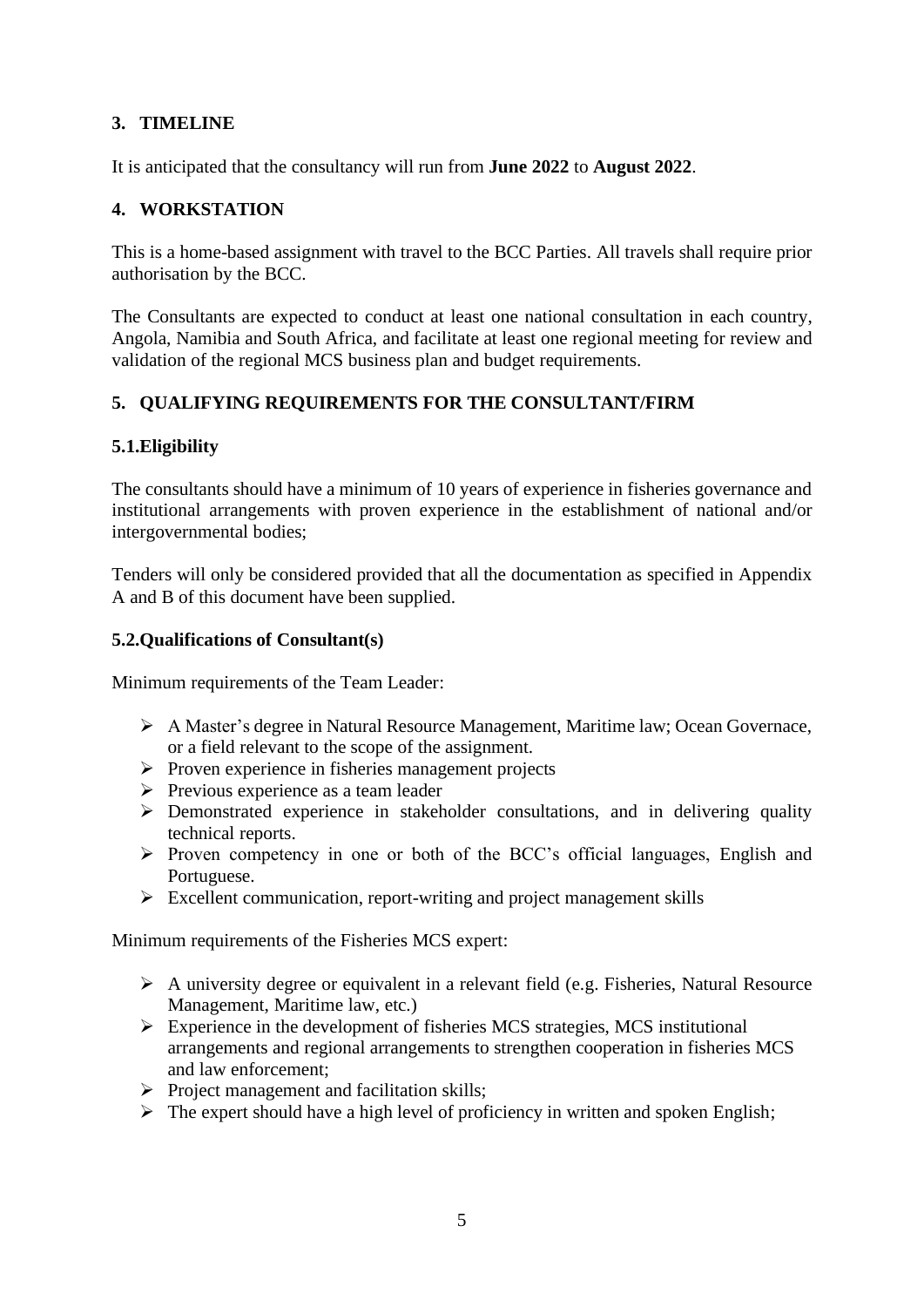## 3. TIMELINE

It is anticipated that the consultancy will run from **June 2022** to **August 2022**.

## 4. WORKSTATION

This is a home-based assignment with travel to the BCC Parties. All travels shall require prior authorisation by the BCC.

The Consultants are expected to conduct at least one national consultation in each country, Angola, Namibia and South Africa, and facilitate at least one regional meeting for review and validation of the regional MCS business plan and budget requirements.

## 5. QUALIFYING REQUIREMENTS FOR THE CONSULTANT/FIRM

### 5.1. Eligibility

The consultants should have a minimum of 10 years of experience in fisheries governance and institutional arrangements with proven experience in the establishment of national and/or intergovernmental bodies;

Tenders will only be considered provided that all the documentation as specified in Appendix A and B of this document have been supplied.

### 5.2. Qualifications of Consultant(s)

Minimum requirements of the Team Leader:

- A Master's degree in Natural Resource Management, Maritime law; Ocean Governace, or a field relevant to the scope of the assignment.
- Proven experience in fisheries management projects
- Previous experience as a team leader
- Demonstrated experience in stakeholder consultations, and in delivering quality technical reports.
- Proven competency in one or both of the BCC's official languages, English and Portuguese.
- Excellent communication, report-writing and project management skills

Minimum requirements of the Fisheries MCS expert:

- A university degree or equivalent in a relevant field (e.g. Fisheries, Natural Resource Management, Maritime law, etc.)
- Experience in the development of fisheries MCS strategies, MCS institutional arrangements and regional arrangements to strengthen cooperation in fisheries MCS and law enforcement;
- Project management and facilitation skills;
- The expert should have a high level of proficiency in written and spoken English;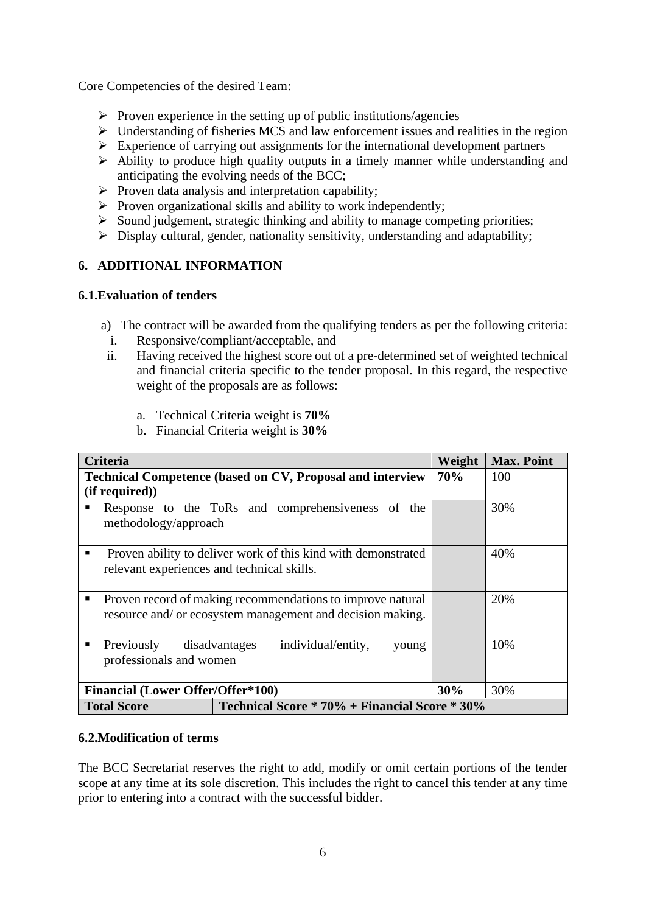Core Competencies of the desired Team:

- Proven experience in the setting up of public institutions/agencies
- Understanding of fisheries MCS and law enforcement issues and realities in the region
- Experience of carrying out assignments for the international development partners
- Ability to produce high quality outputs in a timely manner while understanding and anticipating the evolving needs of the BCC;
- Proven data analysis and interpretation capability;
- Proven organizational skills and ability to work independently;
- Sound judgement, strategic thinking and ability to manage competing priorities;
- Display cultural, gender, nationality sensitivity, understanding and adaptability;

## 6. ADDITIONAL INFORMATION

### 6.1. Evaluation of tenders

a) The contract will be awarded from the qualifying tenders as per the following criteria:
   i. Responsive/compliant/acceptable, and
   ii. Having received the highest score out of a pre-determined set of weighted technical and financial criteria specific to the tender proposal. In this regard, the respective weight of the proposals are as follows:

      a. Technical Criteria weight is **70%**
      b. Financial Criteria weight is **30%**

| **Criteria** | | **Weight** | **Max. Point** |
|---|---|---|---|
| **Technical Competence (based on CV, Proposal and interview (if required))** | | **70%** | 100 |
| ▪ Response to the ToRs and comprehensiveness of the methodology/approach | | | 30% |
| ▪ Proven ability to deliver work of this kind with demonstrated relevant experiences and technical skills. | | | 40% |
| ▪ Proven record of making recommendations to improve natural resource and/ or ecosystem management and decision making. | | | 20% |
| ▪ Previously disadvantages individual/entity, young professionals and women | | | 10% |
| **Financial (Lower Offer/Offer*100)** | | **30%** | 30% |
| **Total Score** | **Technical Score * 70% + Financial Score * 30%** | | |

### 6.2. Modification of terms

The BCC Secretariat reserves the right to add, modify or omit certain portions of the tender scope at any time at its sole discretion. This includes the right to cancel this tender at any time prior to entering into a contract with the successful bidder.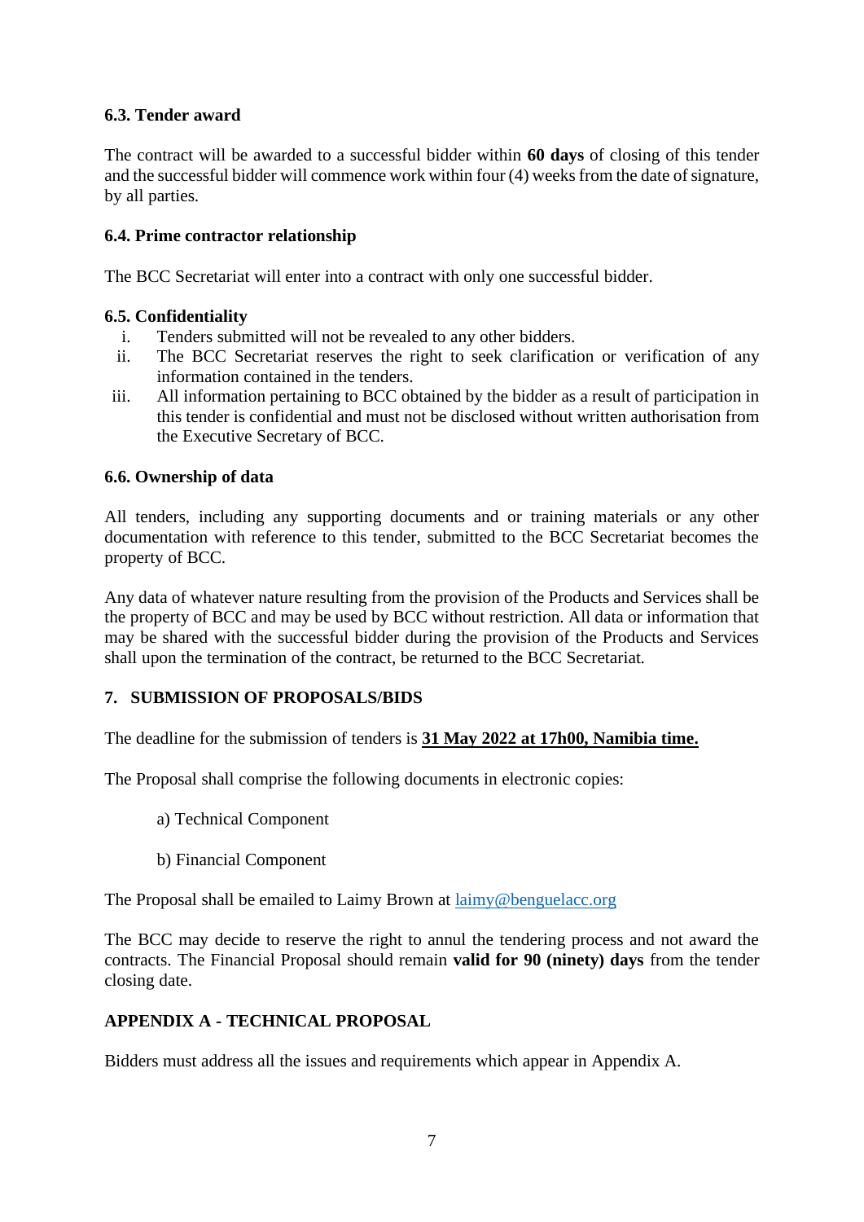### 6.3. Tender award

The contract will be awarded to a successful bidder within **60 days** of closing of this tender and the successful bidder will commence work within four (4) weeks from the date of signature, by all parties.

### 6.4. Prime contractor relationship

The BCC Secretariat will enter into a contract with only one successful bidder.

### 6.5. Confidentiality

i. Tenders submitted will not be revealed to any other bidders.
ii. The BCC Secretariat reserves the right to seek clarification or verification of any information contained in the tenders.
iii. All information pertaining to BCC obtained by the bidder as a result of participation in this tender is confidential and must not be disclosed without written authorisation from the Executive Secretary of BCC.

### 6.6. Ownership of data

All tenders, including any supporting documents and or training materials or any other documentation with reference to this tender, submitted to the BCC Secretariat becomes the property of BCC.

Any data of whatever nature resulting from the provision of the Products and Services shall be the property of BCC and may be used by BCC without restriction. All data or information that may be shared with the successful bidder during the provision of the Products and Services shall upon the termination of the contract, be returned to the BCC Secretariat.

## 7. SUBMISSION OF PROPOSALS/BIDS

The deadline for the submission of tenders is **31 May 2022 at 17h00, Namibia time.**

The Proposal shall comprise the following documents in electronic copies:

a) Technical Component

b) Financial Component

The Proposal shall be emailed to Laimy Brown at laimy@benguelacc.org

The BCC may decide to reserve the right to annul the tendering process and not award the contracts. The Financial Proposal should remain **valid for 90 (ninety) days** from the tender closing date.

## APPENDIX A - TECHNICAL PROPOSAL

Bidders must address all the issues and requirements which appear in Appendix A.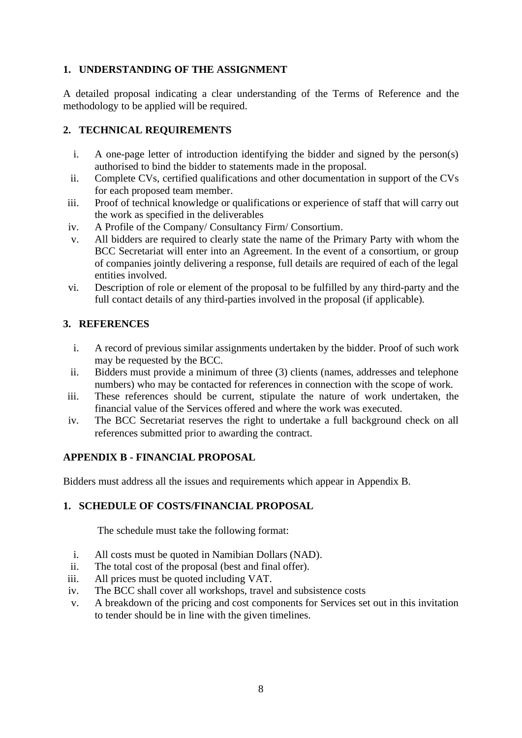## 1. UNDERSTANDING OF THE ASSIGNMENT

A detailed proposal indicating a clear understanding of the Terms of Reference and the methodology to be applied will be required.

## 2. TECHNICAL REQUIREMENTS

i. A one-page letter of introduction identifying the bidder and signed by the person(s) authorised to bind the bidder to statements made in the proposal.
ii. Complete CVs, certified qualifications and other documentation in support of the CVs for each proposed team member.
iii. Proof of technical knowledge or qualifications or experience of staff that will carry out the work as specified in the deliverables
iv. A Profile of the Company/ Consultancy Firm/ Consortium.
v. All bidders are required to clearly state the name of the Primary Party with whom the BCC Secretariat will enter into an Agreement. In the event of a consortium, or group of companies jointly delivering a response, full details are required of each of the legal entities involved.
vi. Description of role or element of the proposal to be fulfilled by any third-party and the full contact details of any third-parties involved in the proposal (if applicable).

## 3. REFERENCES

i. A record of previous similar assignments undertaken by the bidder. Proof of such work may be requested by the BCC.
ii. Bidders must provide a minimum of three (3) clients (names, addresses and telephone numbers) who may be contacted for references in connection with the scope of work.
iii. These references should be current, stipulate the nature of work undertaken, the financial value of the Services offered and where the work was executed.
iv. The BCC Secretariat reserves the right to undertake a full background check on all references submitted prior to awarding the contract.

# APPENDIX B - FINANCIAL PROPOSAL

Bidders must address all the issues and requirements which appear in Appendix B.

## 1. SCHEDULE OF COSTS/FINANCIAL PROPOSAL

The schedule must take the following format:

i. All costs must be quoted in Namibian Dollars (NAD).
ii. The total cost of the proposal (best and final offer).
iii. All prices must be quoted including VAT.
iv. The BCC shall cover all workshops, travel and subsistence costs
v. A breakdown of the pricing and cost components for Services set out in this invitation to tender should be in line with the given timelines.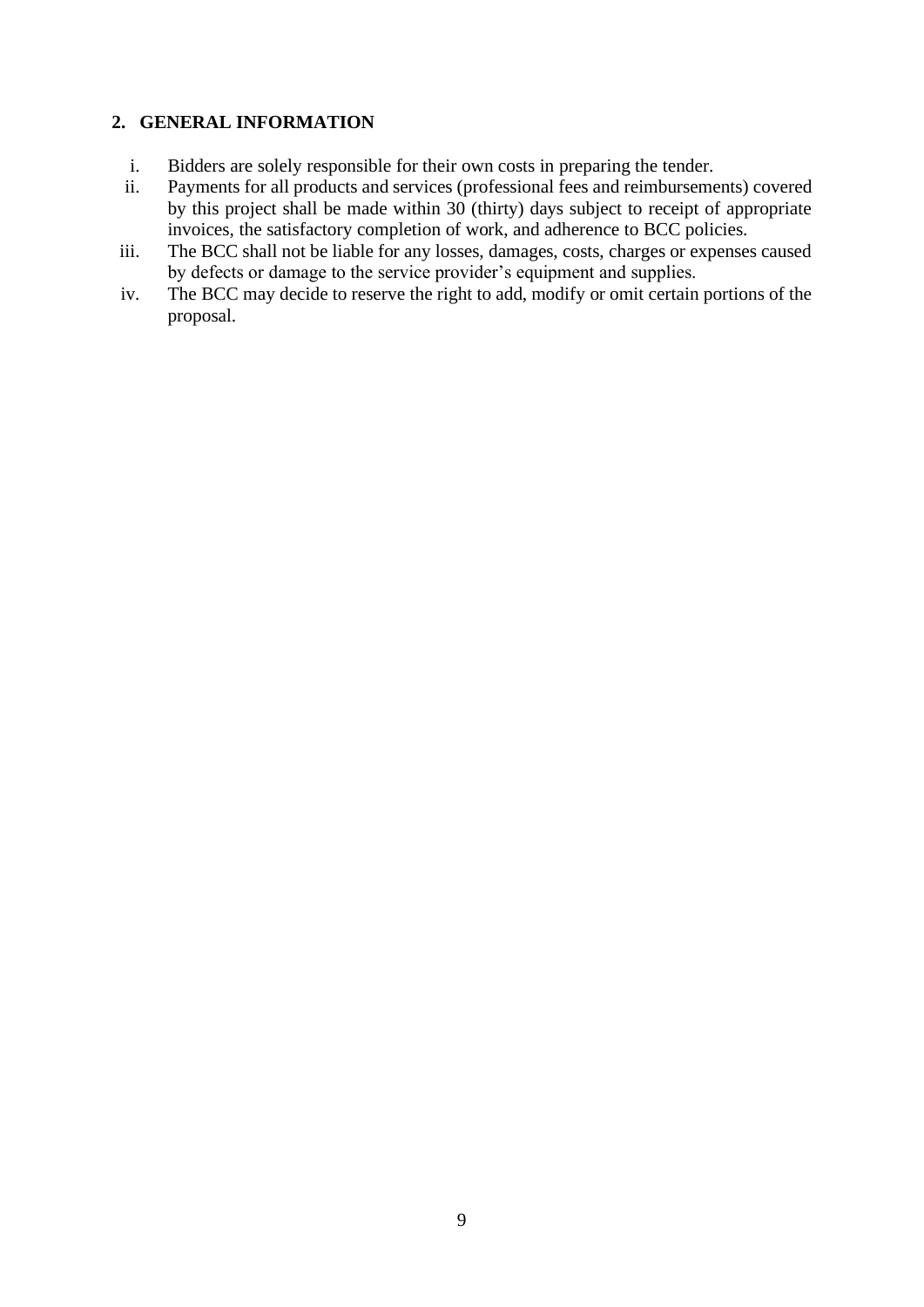## 2. GENERAL INFORMATION

i. Bidders are solely responsible for their own costs in preparing the tender.

ii. Payments for all products and services (professional fees and reimbursements) covered by this project shall be made within 30 (thirty) days subject to receipt of appropriate invoices, the satisfactory completion of work, and adherence to BCC policies.

iii. The BCC shall not be liable for any losses, damages, costs, charges or expenses caused by defects or damage to the service provider's equipment and supplies.

iv. The BCC may decide to reserve the right to add, modify or omit certain portions of the proposal.